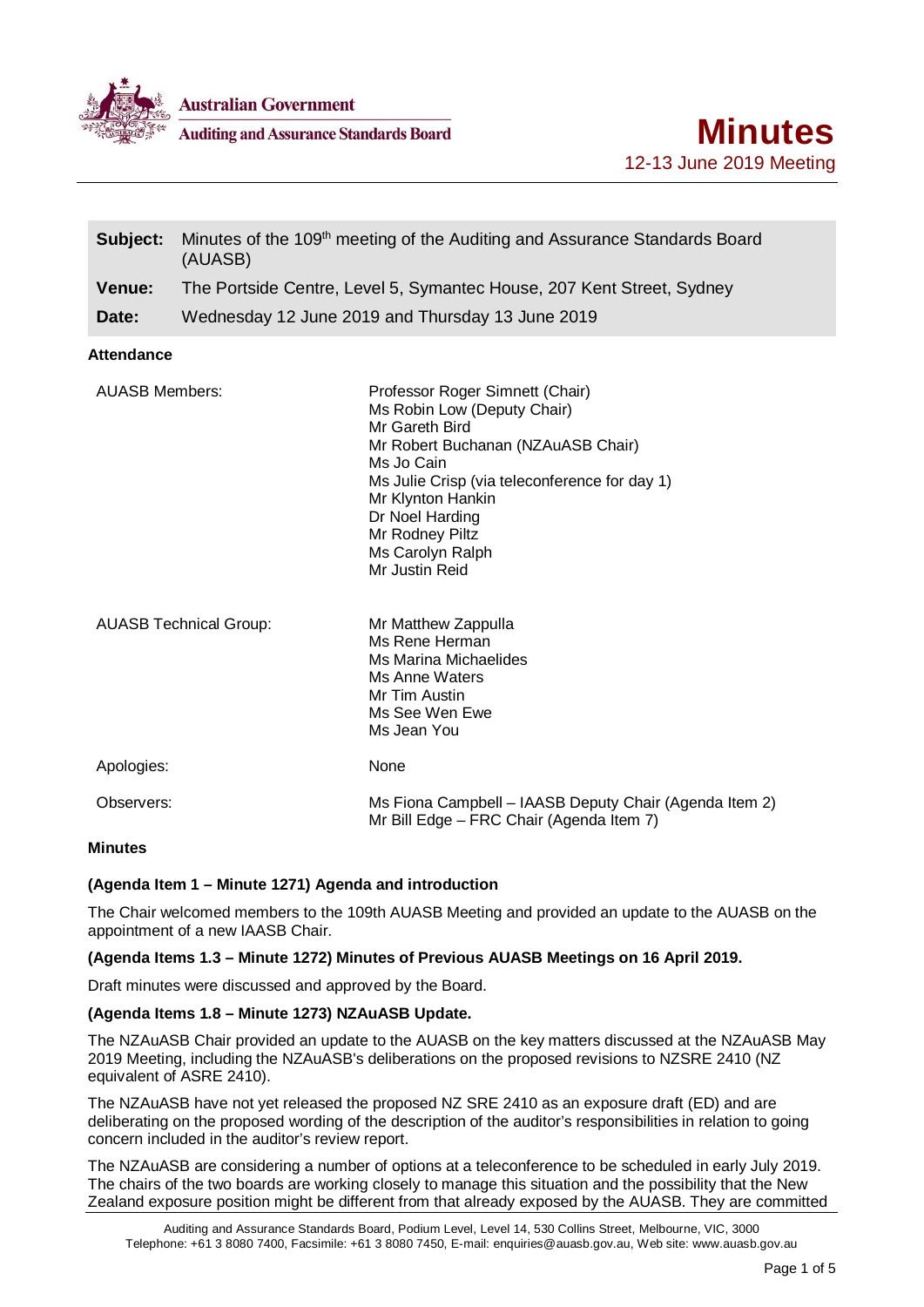Australian Government
Auditing and Assurance Standards Board

# Minutes

12-13 June 2019 Meeting

| | |
|---|---|
| **Subject:** | Minutes of the 109th meeting of the Auditing and Assurance Standards Board (AUASB) |
| **Venue:** | The Portside Centre, Level 5, Symantec House, 207 Kent Street, Sydney |
| **Date:** | Wednesday 12 June 2019 and Thursday 13 June 2019 |

**Attendance**

| | |
|---|---|
| AUASB Members: | Professor Roger Simnett (Chair)<br>Ms Robin Low (Deputy Chair)<br>Mr Gareth Bird<br>Mr Robert Buchanan (NZAuASB Chair)<br>Ms Jo Cain<br>Ms Julie Crisp (via teleconference for day 1)<br>Mr Klynton Hankin<br>Dr Noel Harding<br>Mr Rodney Piltz<br>Ms Carolyn Ralph<br>Mr Justin Reid |
| AUASB Technical Group: | Mr Matthew Zappulla<br>Ms Rene Herman<br>Ms Marina Michaelides<br>Ms Anne Waters<br>Mr Tim Austin<br>Ms See Wen Ewe<br>Ms Jean You |
| Apologies: | None |
| Observers: | Ms Fiona Campbell – IAASB Deputy Chair (Agenda Item 2)<br>Mr Bill Edge – FRC Chair (Agenda Item 7) |

**Minutes**

**(Agenda Item 1 – Minute 1271) Agenda and introduction**

The Chair welcomed members to the 109th AUASB Meeting and provided an update to the AUASB on the appointment of a new IAASB Chair.

**(Agenda Items 1.3 – Minute 1272) Minutes of Previous AUASB Meetings on 16 April 2019.**

Draft minutes were discussed and approved by the Board.

**(Agenda Items 1.8 – Minute 1273) NZAuASB Update.**

The NZAuASB Chair provided an update to the AUASB on the key matters discussed at the NZAuASB May 2019 Meeting, including the NZAuASB's deliberations on the proposed revisions to NZSRE 2410 (NZ equivalent of ASRE 2410).

The NZAuASB have not yet released the proposed NZ SRE 2410 as an exposure draft (ED) and are deliberating on the proposed wording of the description of the auditor's responsibilities in relation to going concern included in the auditor's review report.

The NZAuASB are considering a number of options at a teleconference to be scheduled in early July 2019. The chairs of the two boards are working closely to manage this situation and the possibility that the New Zealand exposure position might be different from that already exposed by the AUASB. They are committed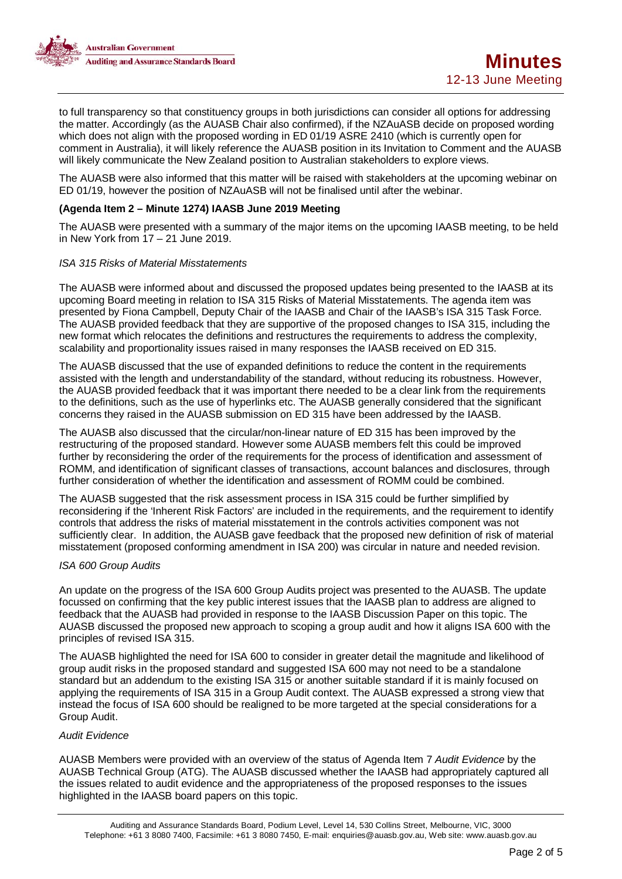to full transparency so that constituency groups in both jurisdictions can consider all options for addressing the matter. Accordingly (as the AUASB Chair also confirmed), if the NZAuASB decide on proposed wording which does not align with the proposed wording in ED 01/19 ASRE 2410 (which is currently open for comment in Australia), it will likely reference the AUASB position in its Invitation to Comment and the AUASB will likely communicate the New Zealand position to Australian stakeholders to explore views.

The AUASB were also informed that this matter will be raised with stakeholders at the upcoming webinar on ED 01/19, however the position of NZAuASB will not be finalised until after the webinar.

**(Agenda Item 2 – Minute 1274) IAASB June 2019 Meeting**

The AUASB were presented with a summary of the major items on the upcoming IAASB meeting, to be held in New York from 17 – 21 June 2019.

*ISA 315 Risks of Material Misstatements*

The AUASB were informed about and discussed the proposed updates being presented to the IAASB at its upcoming Board meeting in relation to ISA 315 Risks of Material Misstatements. The agenda item was presented by Fiona Campbell, Deputy Chair of the IAASB and Chair of the IAASB's ISA 315 Task Force. The AUASB provided feedback that they are supportive of the proposed changes to ISA 315, including the new format which relocates the definitions and restructures the requirements to address the complexity, scalability and proportionality issues raised in many responses the IAASB received on ED 315.

The AUASB discussed that the use of expanded definitions to reduce the content in the requirements assisted with the length and understandability of the standard, without reducing its robustness. However, the AUASB provided feedback that it was important there needed to be a clear link from the requirements to the definitions, such as the use of hyperlinks etc. The AUASB generally considered that the significant concerns they raised in the AUASB submission on ED 315 have been addressed by the IAASB.

The AUASB also discussed that the circular/non-linear nature of ED 315 has been improved by the restructuring of the proposed standard. However some AUASB members felt this could be improved further by reconsidering the order of the requirements for the process of identification and assessment of ROMM, and identification of significant classes of transactions, account balances and disclosures, through further consideration of whether the identification and assessment of ROMM could be combined.

The AUASB suggested that the risk assessment process in ISA 315 could be further simplified by reconsidering if the 'Inherent Risk Factors' are included in the requirements, and the requirement to identify controls that address the risks of material misstatement in the controls activities component was not sufficiently clear. In addition, the AUASB gave feedback that the proposed new definition of risk of material misstatement (proposed conforming amendment in ISA 200) was circular in nature and needed revision.

*ISA 600 Group Audits*

An update on the progress of the ISA 600 Group Audits project was presented to the AUASB. The update focussed on confirming that the key public interest issues that the IAASB plan to address are aligned to feedback that the AUASB had provided in response to the IAASB Discussion Paper on this topic. The AUASB discussed the proposed new approach to scoping a group audit and how it aligns ISA 600 with the principles of revised ISA 315.

The AUASB highlighted the need for ISA 600 to consider in greater detail the magnitude and likelihood of group audit risks in the proposed standard and suggested ISA 600 may not need to be a standalone standard but an addendum to the existing ISA 315 or another suitable standard if it is mainly focused on applying the requirements of ISA 315 in a Group Audit context. The AUASB expressed a strong view that instead the focus of ISA 600 should be realigned to be more targeted at the special considerations for a Group Audit.

*Audit Evidence*

AUASB Members were provided with an overview of the status of Agenda Item 7 *Audit Evidence* by the AUASB Technical Group (ATG). The AUASB discussed whether the IAASB had appropriately captured all the issues related to audit evidence and the appropriateness of the proposed responses to the issues highlighted in the IAASB board papers on this topic.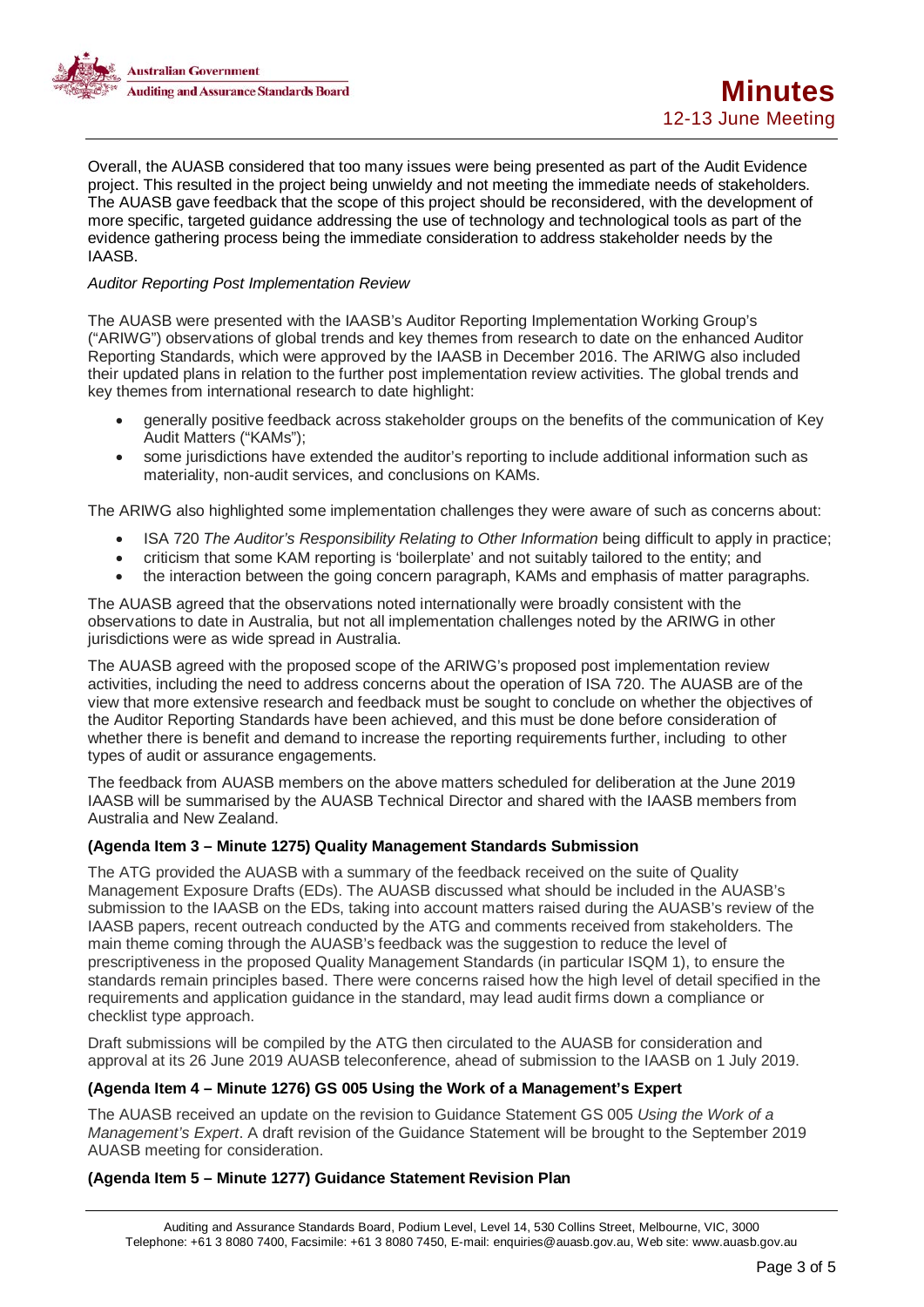Overall, the AUASB considered that too many issues were being presented as part of the Audit Evidence project. This resulted in the project being unwieldy and not meeting the immediate needs of stakeholders. The AUASB gave feedback that the scope of this project should be reconsidered, with the development of more specific, targeted guidance addressing the use of technology and technological tools as part of the evidence gathering process being the immediate consideration to address stakeholder needs by the IAASB.

*Auditor Reporting Post Implementation Review*

The AUASB were presented with the IAASB's Auditor Reporting Implementation Working Group's ("ARIWG") observations of global trends and key themes from research to date on the enhanced Auditor Reporting Standards, which were approved by the IAASB in December 2016. The ARIWG also included their updated plans in relation to the further post implementation review activities. The global trends and key themes from international research to date highlight:

- generally positive feedback across stakeholder groups on the benefits of the communication of Key Audit Matters ("KAMs");
- some jurisdictions have extended the auditor's reporting to include additional information such as materiality, non-audit services, and conclusions on KAMs.

The ARIWG also highlighted some implementation challenges they were aware of such as concerns about:

- ISA 720 *The Auditor's Responsibility Relating to Other Information* being difficult to apply in practice;
- criticism that some KAM reporting is 'boilerplate' and not suitably tailored to the entity; and
- the interaction between the going concern paragraph, KAMs and emphasis of matter paragraphs.

The AUASB agreed that the observations noted internationally were broadly consistent with the observations to date in Australia, but not all implementation challenges noted by the ARIWG in other jurisdictions were as wide spread in Australia.

The AUASB agreed with the proposed scope of the ARIWG's proposed post implementation review activities, including the need to address concerns about the operation of ISA 720. The AUASB are of the view that more extensive research and feedback must be sought to conclude on whether the objectives of the Auditor Reporting Standards have been achieved, and this must be done before consideration of whether there is benefit and demand to increase the reporting requirements further, including to other types of audit or assurance engagements.

The feedback from AUASB members on the above matters scheduled for deliberation at the June 2019 IAASB will be summarised by the AUASB Technical Director and shared with the IAASB members from Australia and New Zealand.

### (Agenda Item 3 – Minute 1275) Quality Management Standards Submission

The ATG provided the AUASB with a summary of the feedback received on the suite of Quality Management Exposure Drafts (EDs). The AUASB discussed what should be included in the AUASB's submission to the IAASB on the EDs, taking into account matters raised during the AUASB's review of the IAASB papers, recent outreach conducted by the ATG and comments received from stakeholders. The main theme coming through the AUASB's feedback was the suggestion to reduce the level of prescriptiveness in the proposed Quality Management Standards (in particular ISQM 1), to ensure the standards remain principles based. There were concerns raised how the high level of detail specified in the requirements and application guidance in the standard, may lead audit firms down a compliance or checklist type approach.

Draft submissions will be compiled by the ATG then circulated to the AUASB for consideration and approval at its 26 June 2019 AUASB teleconference, ahead of submission to the IAASB on 1 July 2019.

### (Agenda Item 4 – Minute 1276) GS 005 Using the Work of a Management's Expert

The AUASB received an update on the revision to Guidance Statement GS 005 *Using the Work of a Management's Expert*. A draft revision of the Guidance Statement will be brought to the September 2019 AUASB meeting for consideration.

### (Agenda Item 5 – Minute 1277) Guidance Statement Revision Plan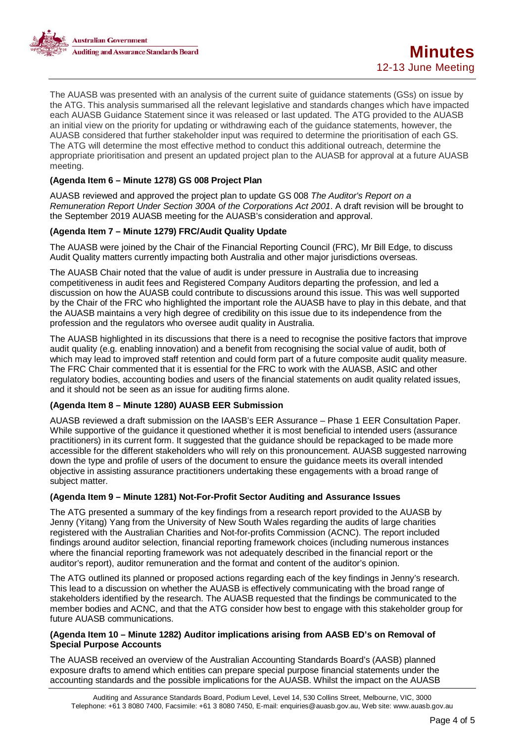The AUASB was presented with an analysis of the current suite of guidance statements (GSs) on issue by the ATG. This analysis summarised all the relevant legislative and standards changes which have impacted each AUASB Guidance Statement since it was released or last updated. The ATG provided to the AUASB an initial view on the priority for updating or withdrawing each of the guidance statements, however, the AUASB considered that further stakeholder input was required to determine the prioritisation of each GS. The ATG will determine the most effective method to conduct this additional outreach, determine the appropriate prioritisation and present an updated project plan to the AUASB for approval at a future AUASB meeting.

**(Agenda Item 6 – Minute 1278) GS 008 Project Plan**

AUASB reviewed and approved the project plan to update GS 008 *The Auditor's Report on a Remuneration Report Under Section 300A of the Corporations Act 2001*. A draft revision will be brought to the September 2019 AUASB meeting for the AUASB's consideration and approval.

**(Agenda Item 7 – Minute 1279) FRC/Audit Quality Update**

The AUASB were joined by the Chair of the Financial Reporting Council (FRC), Mr Bill Edge, to discuss Audit Quality matters currently impacting both Australia and other major jurisdictions overseas.

The AUASB Chair noted that the value of audit is under pressure in Australia due to increasing competitiveness in audit fees and Registered Company Auditors departing the profession, and led a discussion on how the AUASB could contribute to discussions around this issue. This was well supported by the Chair of the FRC who highlighted the important role the AUASB have to play in this debate, and that the AUASB maintains a very high degree of credibility on this issue due to its independence from the profession and the regulators who oversee audit quality in Australia.

The AUASB highlighted in its discussions that there is a need to recognise the positive factors that improve audit quality (e.g. enabling innovation) and a benefit from recognising the social value of audit, both of which may lead to improved staff retention and could form part of a future composite audit quality measure. The FRC Chair commented that it is essential for the FRC to work with the AUASB, ASIC and other regulatory bodies, accounting bodies and users of the financial statements on audit quality related issues, and it should not be seen as an issue for auditing firms alone.

**(Agenda Item 8 – Minute 1280) AUASB EER Submission**

AUASB reviewed a draft submission on the IAASB's EER Assurance – Phase 1 EER Consultation Paper. While supportive of the guidance it questioned whether it is most beneficial to intended users (assurance practitioners) in its current form. It suggested that the guidance should be repackaged to be made more accessible for the different stakeholders who will rely on this pronouncement. AUASB suggested narrowing down the type and profile of users of the document to ensure the guidance meets its overall intended objective in assisting assurance practitioners undertaking these engagements with a broad range of subject matter.

**(Agenda Item 9 – Minute 1281) Not-For-Profit Sector Auditing and Assurance Issues**

The ATG presented a summary of the key findings from a research report provided to the AUASB by Jenny (Yitang) Yang from the University of New South Wales regarding the audits of large charities registered with the Australian Charities and Not-for-profits Commission (ACNC). The report included findings around auditor selection, financial reporting framework choices (including numerous instances where the financial reporting framework was not adequately described in the financial report or the auditor's report), auditor remuneration and the format and content of the auditor's opinion.

The ATG outlined its planned or proposed actions regarding each of the key findings in Jenny's research. This lead to a discussion on whether the AUASB is effectively communicating with the broad range of stakeholders identified by the research. The AUASB requested that the findings be communicated to the member bodies and ACNC, and that the ATG consider how best to engage with this stakeholder group for future AUASB communications.

**(Agenda Item 10 – Minute 1282) Auditor implications arising from AASB ED's on Removal of Special Purpose Accounts**

The AUASB received an overview of the Australian Accounting Standards Board's (AASB) planned exposure drafts to amend which entities can prepare special purpose financial statements under the accounting standards and the possible implications for the AUASB. Whilst the impact on the AUASB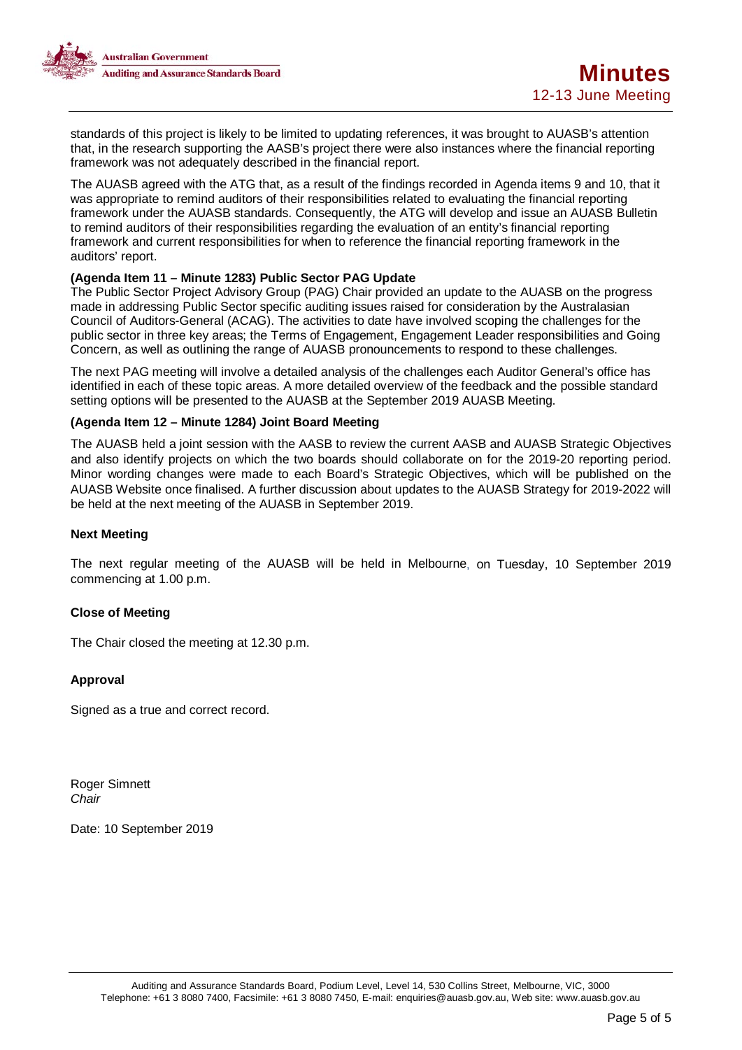standards of this project is likely to be limited to updating references, it was brought to AUASB's attention that, in the research supporting the AASB's project there were also instances where the financial reporting framework was not adequately described in the financial report.

The AUASB agreed with the ATG that, as a result of the findings recorded in Agenda items 9 and 10, that it was appropriate to remind auditors of their responsibilities related to evaluating the financial reporting framework under the AUASB standards. Consequently, the ATG will develop and issue an AUASB Bulletin to remind auditors of their responsibilities regarding the evaluation of an entity's financial reporting framework and current responsibilities for when to reference the financial reporting framework in the auditors' report.

**(Agenda Item 11 – Minute 1283) Public Sector PAG Update**

The Public Sector Project Advisory Group (PAG) Chair provided an update to the AUASB on the progress made in addressing Public Sector specific auditing issues raised for consideration by the Australasian Council of Auditors-General (ACAG). The activities to date have involved scoping the challenges for the public sector in three key areas; the Terms of Engagement, Engagement Leader responsibilities and Going Concern, as well as outlining the range of AUASB pronouncements to respond to these challenges.

The next PAG meeting will involve a detailed analysis of the challenges each Auditor General's office has identified in each of these topic areas. A more detailed overview of the feedback and the possible standard setting options will be presented to the AUASB at the September 2019 AUASB Meeting.

**(Agenda Item 12 – Minute 1284) Joint Board Meeting**

The AUASB held a joint session with the AASB to review the current AASB and AUASB Strategic Objectives and also identify projects on which the two boards should collaborate on for the 2019-20 reporting period. Minor wording changes were made to each Board's Strategic Objectives, which will be published on the AUASB Website once finalised. A further discussion about updates to the AUASB Strategy for 2019-2022 will be held at the next meeting of the AUASB in September 2019.

**Next Meeting**

The next regular meeting of the AUASB will be held in Melbourne, on Tuesday, 10 September 2019 commencing at 1.00 p.m.

**Close of Meeting**

The Chair closed the meeting at 12.30 p.m.

**Approval**

Signed as a true and correct record.

Roger Simnett
*Chair*

Date: 10 September 2019